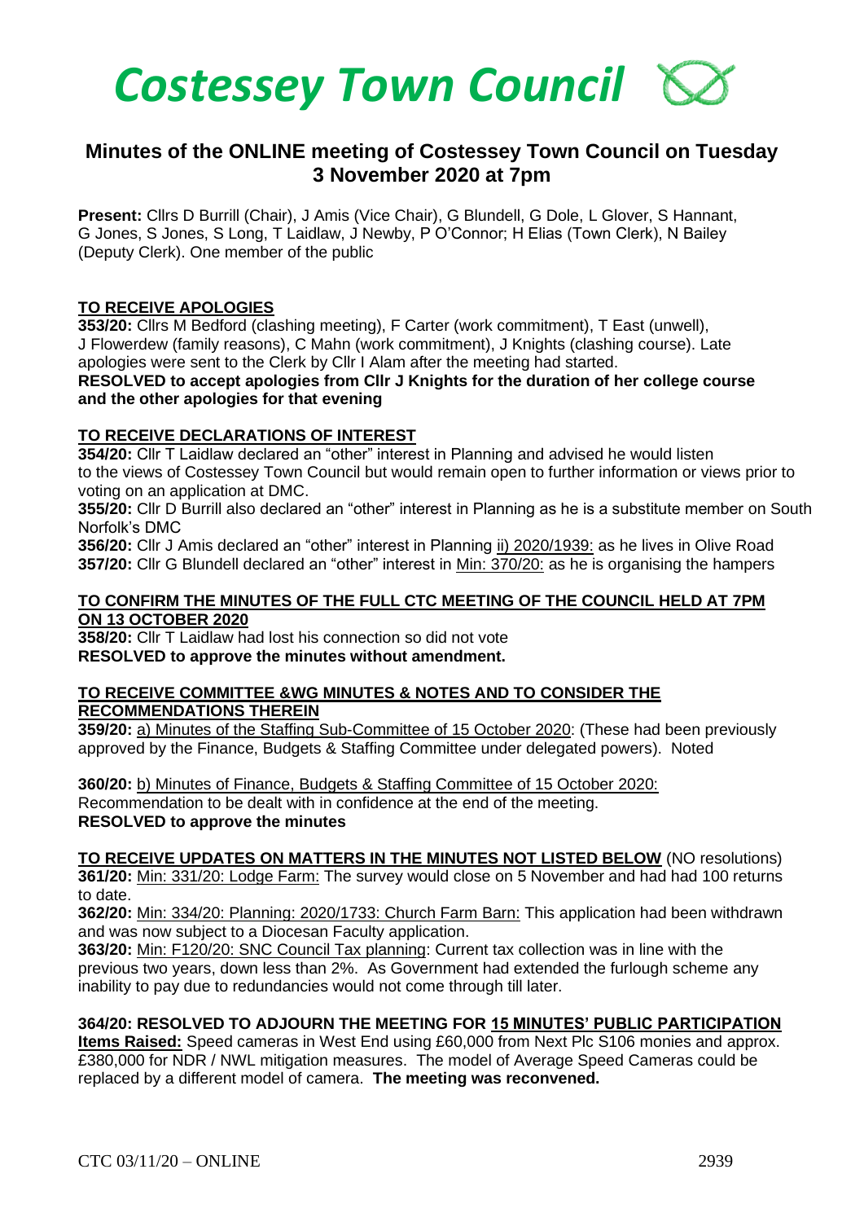# Costessey Town Council

## Minutes of the ONLINE meeting of Costessey Town Council on Tuesday 3 November 2020 at 7pm

**Present:** Cllrs D Burrill (Chair), J Amis (Vice Chair), G Blundell, G Dole, L Glover, S Hannant, G Jones, S Jones, S Long, T Laidlaw, J Newby, P O'Connor; H Elias (Town Clerk), N Bailey (Deputy Clerk). One member of the public

### TO RECEIVE APOLOGIES

**353/20:** Cllrs M Bedford (clashing meeting), F Carter (work commitment), T East (unwell), J Flowerdew (family reasons), C Mahn (work commitment), J Knights (clashing course). Late apologies were sent to the Clerk by Cllr I Alam after the meeting had started.

**RESOLVED to accept apologies from Cllr J Knights for the duration of her college course and the other apologies for that evening**

### TO RECEIVE DECLARATIONS OF INTEREST

**354/20:** Cllr T Laidlaw declared an "other" interest in Planning and advised he would listen to the views of Costessey Town Council but would remain open to further information or views prior to voting on an application at DMC.

**355/20:** Cllr D Burrill also declared an "other" interest in Planning as he is a substitute member on South Norfolk's DMC

**356/20:** Cllr J Amis declared an "other" interest in Planning ii) 2020/1939: as he lives in Olive Road

**357/20:** Cllr G Blundell declared an "other" interest in Min: 370/20: as he is organising the hampers

### TO CONFIRM THE MINUTES OF THE FULL CTC MEETING OF THE COUNCIL HELD AT 7PM ON 13 OCTOBER 2020

**358/20:** Cllr T Laidlaw had lost his connection so did not vote

**RESOLVED to approve the minutes without amendment.**

### TO RECEIVE COMMITTEE &WG MINUTES & NOTES AND TO CONSIDER THE RECOMMENDATIONS THEREIN

**359/20:** a) Minutes of the Staffing Sub-Committee of 15 October 2020: (These had been previously approved by the Finance, Budgets & Staffing Committee under delegated powers). Noted

**360/20:** b) Minutes of Finance, Budgets & Staffing Committee of 15 October 2020:
Recommendation to be dealt with in confidence at the end of the meeting.

**RESOLVED to approve the minutes**

### TO RECEIVE UPDATES ON MATTERS IN THE MINUTES NOT LISTED BELOW (NO resolutions)

**361/20:** Min: 331/20: Lodge Farm: The survey would close on 5 November and had had 100 returns to date.

**362/20:** Min: 334/20: Planning: 2020/1733: Church Farm Barn: This application had been withdrawn and was now subject to a Diocesan Faculty application.

**363/20:** Min: F120/20: SNC Council Tax planning: Current tax collection was in line with the previous two years, down less than 2%. As Government had extended the furlough scheme any inability to pay due to redundancies would not come through till later.

**364/20: RESOLVED TO ADJOURN THE MEETING FOR 15 MINUTES' PUBLIC PARTICIPATION**

**Items Raised:** Speed cameras in West End using £60,000 from Next Plc S106 monies and approx. £380,000 for NDR / NWL mitigation measures. The model of Average Speed Cameras could be replaced by a different model of camera. **The meeting was reconvened.**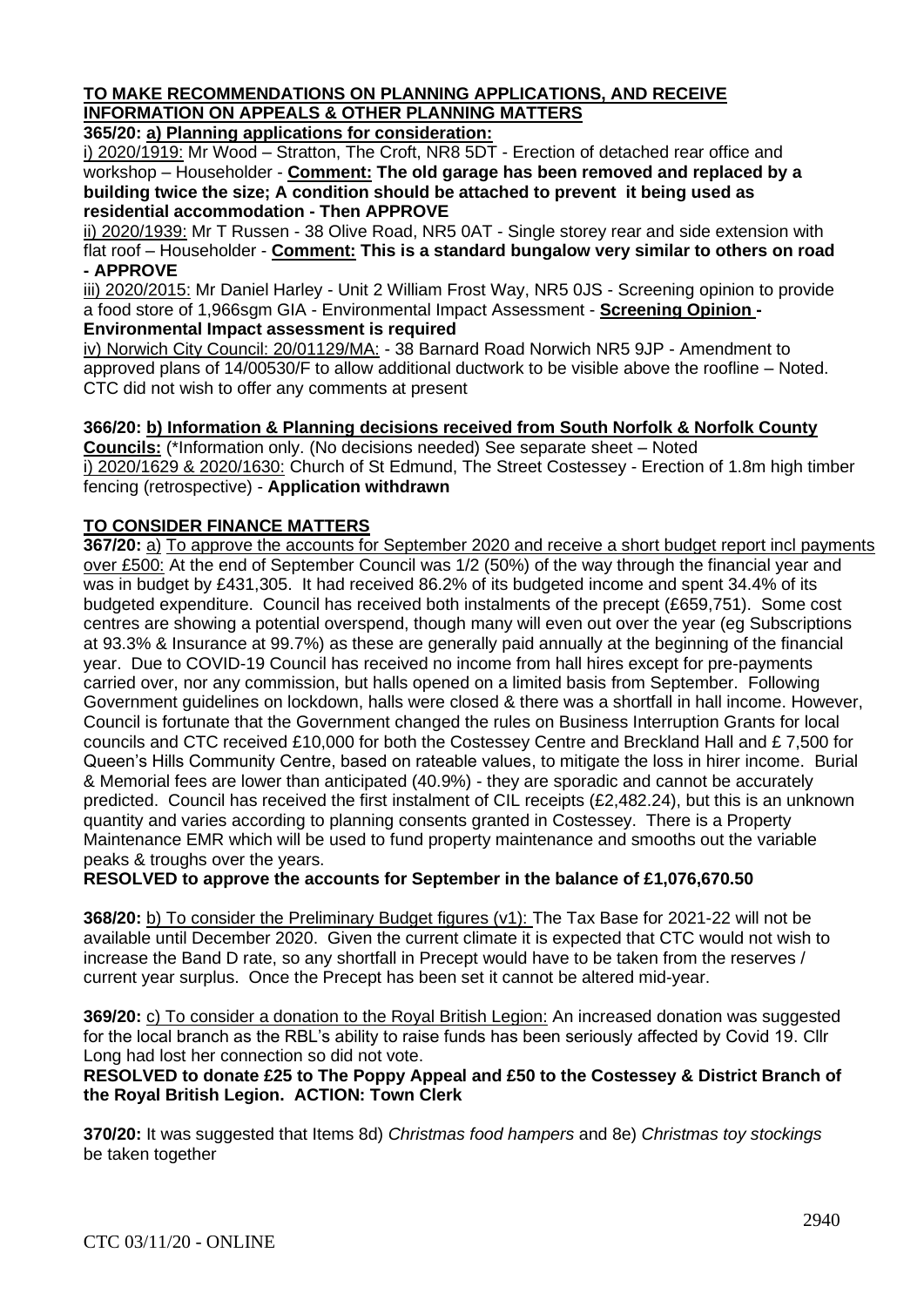**TO MAKE RECOMMENDATIONS ON PLANNING APPLICATIONS, AND RECEIVE INFORMATION ON APPEALS & OTHER PLANNING MATTERS**

**365/20: a) Planning applications for consideration:**

i) 2020/1919: Mr Wood – Stratton, The Croft, NR8 5DT - Erection of detached rear office and workshop – Householder - **Comment: The old garage has been removed and replaced by a building twice the size; A condition should be attached to prevent it being used as residential accommodation - Then APPROVE**

ii) 2020/1939: Mr T Russen - 38 Olive Road, NR5 0AT - Single storey rear and side extension with flat roof – Householder - **Comment: This is a standard bungalow very similar to others on road - APPROVE**

iii) 2020/2015: Mr Daniel Harley - Unit 2 William Frost Way, NR5 0JS - Screening opinion to provide a food store of 1,966sgm GIA - Environmental Impact Assessment - **Screening Opinion - Environmental Impact assessment is required**

iv) Norwich City Council: 20/01129/MA: - 38 Barnard Road Norwich NR5 9JP - Amendment to approved plans of 14/00530/F to allow additional ductwork to be visible above the roofline – Noted. CTC did not wish to offer any comments at present

**366/20: b) Information & Planning decisions received from South Norfolk & Norfolk County Councils:** (*Information only. (No decisions needed) See separate sheet – Noted

i) 2020/1629 & 2020/1630: Church of St Edmund, The Street Costessey - Erection of 1.8m high timber fencing (retrospective) - **Application withdrawn**

**TO CONSIDER FINANCE MATTERS**

**367/20:** a) To approve the accounts for September 2020 and receive a short budget report incl payments over £500: At the end of September Council was 1/2 (50%) of the way through the financial year and was in budget by £431,305. It had received 86.2% of its budgeted income and spent 34.4% of its budgeted expenditure. Council has received both instalments of the precept (£659,751). Some cost centres are showing a potential overspend, though many will even out over the year (eg Subscriptions at 93.3% & Insurance at 99.7%) as these are generally paid annually at the beginning of the financial year. Due to COVID-19 Council has received no income from hall hires except for pre-payments carried over, nor any commission, but halls opened on a limited basis from September. Following Government guidelines on lockdown, halls were closed & there was a shortfall in hall income. However, Council is fortunate that the Government changed the rules on Business Interruption Grants for local councils and CTC received £10,000 for both the Costessey Centre and Breckland Hall and £ 7,500 for Queen's Hills Community Centre, based on rateable values, to mitigate the loss in hirer income. Burial & Memorial fees are lower than anticipated (40.9%) - they are sporadic and cannot be accurately predicted. Council has received the first instalment of CIL receipts (£2,482.24), but this is an unknown quantity and varies according to planning consents granted in Costessey. There is a Property Maintenance EMR which will be used to fund property maintenance and smooths out the variable peaks & troughs over the years.

**RESOLVED to approve the accounts for September in the balance of £1,076,670.50**

**368/20:** b) To consider the Preliminary Budget figures (v1): The Tax Base for 2021-22 will not be available until December 2020. Given the current climate it is expected that CTC would not wish to increase the Band D rate, so any shortfall in Precept would have to be taken from the reserves / current year surplus. Once the Precept has been set it cannot be altered mid-year.

**369/20:** c) To consider a donation to the Royal British Legion: An increased donation was suggested for the local branch as the RBL's ability to raise funds has been seriously affected by Covid 19. Cllr Long had lost her connection so did not vote.

**RESOLVED to donate £25 to The Poppy Appeal and £50 to the Costessey & District Branch of the Royal British Legion. ACTION: Town Clerk**

**370/20:** It was suggested that Items 8d) *Christmas food hampers* and 8e) *Christmas toy stockings* be taken together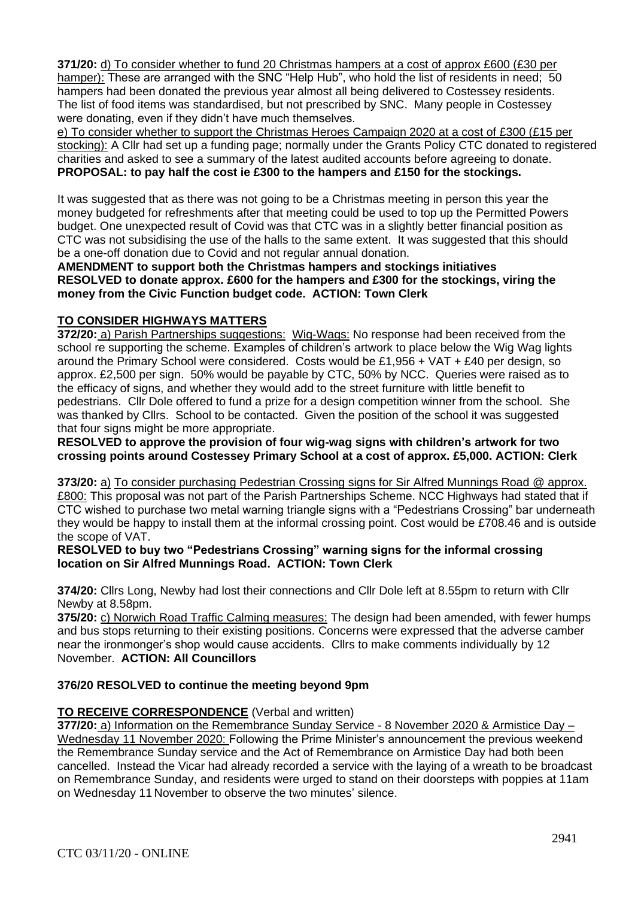**371/20:** d) To consider whether to fund 20 Christmas hampers at a cost of approx £600 (£30 per hamper): These are arranged with the SNC "Help Hub", who hold the list of residents in need; 50 hampers had been donated the previous year almost all being delivered to Costessey residents. The list of food items was standardised, but not prescribed by SNC. Many people in Costessey were donating, even if they didn't have much themselves.

e) To consider whether to support the Christmas Heroes Campaign 2020 at a cost of £300 (£15 per stocking): A Cllr had set up a funding page; normally under the Grants Policy CTC donated to registered charities and asked to see a summary of the latest audited accounts before agreeing to donate.

**PROPOSAL: to pay half the cost ie £300 to the hampers and £150 for the stockings.**

It was suggested that as there was not going to be a Christmas meeting in person this year the money budgeted for refreshments after that meeting could be used to top up the Permitted Powers budget. One unexpected result of Covid was that CTC was in a slightly better financial position as CTC was not subsidising the use of the halls to the same extent. It was suggested that this should be a one-off donation due to Covid and not regular annual donation.

**AMENDMENT to support both the Christmas hampers and stockings initiatives**
**RESOLVED to donate approx. £600 for the hampers and £300 for the stockings, viring the money from the Civic Function budget code. ACTION: Town Clerk**

## TO CONSIDER HIGHWAYS MATTERS

**372/20:** a) Parish Partnerships suggestions: Wig-Wags: No response had been received from the school re supporting the scheme. Examples of children's artwork to place below the Wig Wag lights around the Primary School were considered. Costs would be £1,956 + VAT + £40 per design, so approx. £2,500 per sign. 50% would be payable by CTC, 50% by NCC. Queries were raised as to the efficacy of signs, and whether they would add to the street furniture with little benefit to pedestrians. Cllr Dole offered to fund a prize for a design competition winner from the school. She was thanked by Cllrs. School to be contacted. Given the position of the school it was suggested that four signs might be more appropriate.

**RESOLVED to approve the provision of four wig-wag signs with children's artwork for two crossing points around Costessey Primary School at a cost of approx. £5,000. ACTION: Clerk**

**373/20:** a) To consider purchasing Pedestrian Crossing signs for Sir Alfred Munnings Road @ approx. £800: This proposal was not part of the Parish Partnerships Scheme. NCC Highways had stated that if CTC wished to purchase two metal warning triangle signs with a "Pedestrians Crossing" bar underneath they would be happy to install them at the informal crossing point. Cost would be £708.46 and is outside the scope of VAT.

**RESOLVED to buy two "Pedestrians Crossing" warning signs for the informal crossing location on Sir Alfred Munnings Road. ACTION: Town Clerk**

**374/20:** Cllrs Long, Newby had lost their connections and Cllr Dole left at 8.55pm to return with Cllr Newby at 8.58pm.

**375/20:** c) Norwich Road Traffic Calming measures: The design had been amended, with fewer humps and bus stops returning to their existing positions. Concerns were expressed that the adverse camber near the ironmonger's shop would cause accidents. Cllrs to make comments individually by 12 November. **ACTION: All Councillors**

**376/20 RESOLVED to continue the meeting beyond 9pm**

## TO RECEIVE CORRESPONDENCE (Verbal and written)

**377/20:** a) Information on the Remembrance Sunday Service - 8 November 2020 & Armistice Day – Wednesday 11 November 2020: Following the Prime Minister's announcement the previous weekend the Remembrance Sunday service and the Act of Remembrance on Armistice Day had both been cancelled. Instead the Vicar had already recorded a service with the laying of a wreath to be broadcast on Remembrance Sunday, and residents were urged to stand on their doorsteps with poppies at 11am on Wednesday 11 November to observe the two minutes' silence.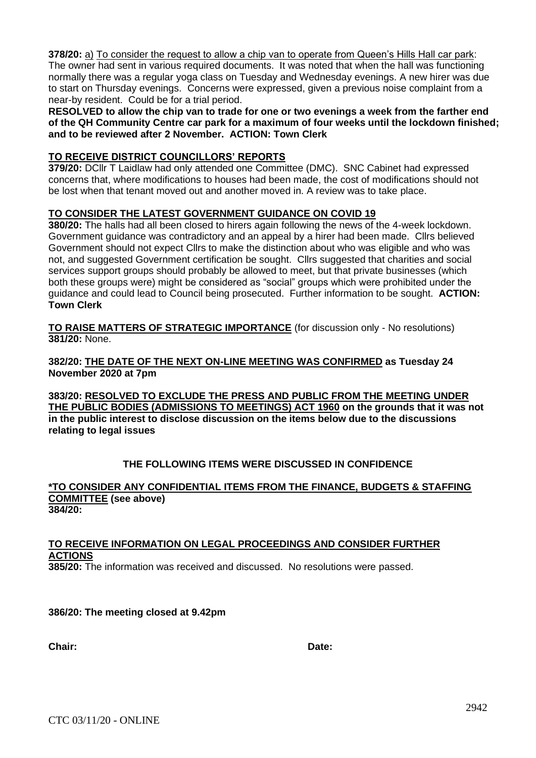**378/20:** a) To consider the request to allow a chip van to operate from Queen's Hills Hall car park: The owner had sent in various required documents. It was noted that when the hall was functioning normally there was a regular yoga class on Tuesday and Wednesday evenings. A new hirer was due to start on Thursday evenings. Concerns were expressed, given a previous noise complaint from a near-by resident. Could be for a trial period.

**RESOLVED to allow the chip van to trade for one or two evenings a week from the farther end of the QH Community Centre car park for a maximum of four weeks until the lockdown finished; and to be reviewed after 2 November. ACTION: Town Clerk**

**TO RECEIVE DISTRICT COUNCILLORS' REPORTS**

**379/20:** DCllr T Laidlaw had only attended one Committee (DMC). SNC Cabinet had expressed concerns that, where modifications to houses had been made, the cost of modifications should not be lost when that tenant moved out and another moved in. A review was to take place.

**TO CONSIDER THE LATEST GOVERNMENT GUIDANCE ON COVID 19**

**380/20:** The halls had all been closed to hirers again following the news of the 4-week lockdown. Government guidance was contradictory and an appeal by a hirer had been made. Cllrs believed Government should not expect Cllrs to make the distinction about who was eligible and who was not, and suggested Government certification be sought. Cllrs suggested that charities and social services support groups should probably be allowed to meet, but that private businesses (which both these groups were) might be considered as "social" groups which were prohibited under the guidance and could lead to Council being prosecuted. Further information to be sought. **ACTION: Town Clerk**

**TO RAISE MATTERS OF STRATEGIC IMPORTANCE** (for discussion only - No resolutions)
**381/20:** None.

**382/20: THE DATE OF THE NEXT ON-LINE MEETING WAS CONFIRMED as Tuesday 24 November 2020 at 7pm**

**383/20: RESOLVED TO EXCLUDE THE PRESS AND PUBLIC FROM THE MEETING UNDER THE PUBLIC BODIES (ADMISSIONS TO MEETINGS) ACT 1960 on the grounds that it was not in the public interest to disclose discussion on the items below due to the discussions relating to legal issues**

**THE FOLLOWING ITEMS WERE DISCUSSED IN CONFIDENCE**

**\*TO CONSIDER ANY CONFIDENTIAL ITEMS FROM THE FINANCE, BUDGETS & STAFFING COMMITTEE (see above)**
**384/20:**

**TO RECEIVE INFORMATION ON LEGAL PROCEEDINGS AND CONSIDER FURTHER ACTIONS**
**385/20:** The information was received and discussed. No resolutions were passed.

**386/20: The meeting closed at 9.42pm**

**Chair:** **Date:**

CTC 03/11/20 - ONLINE